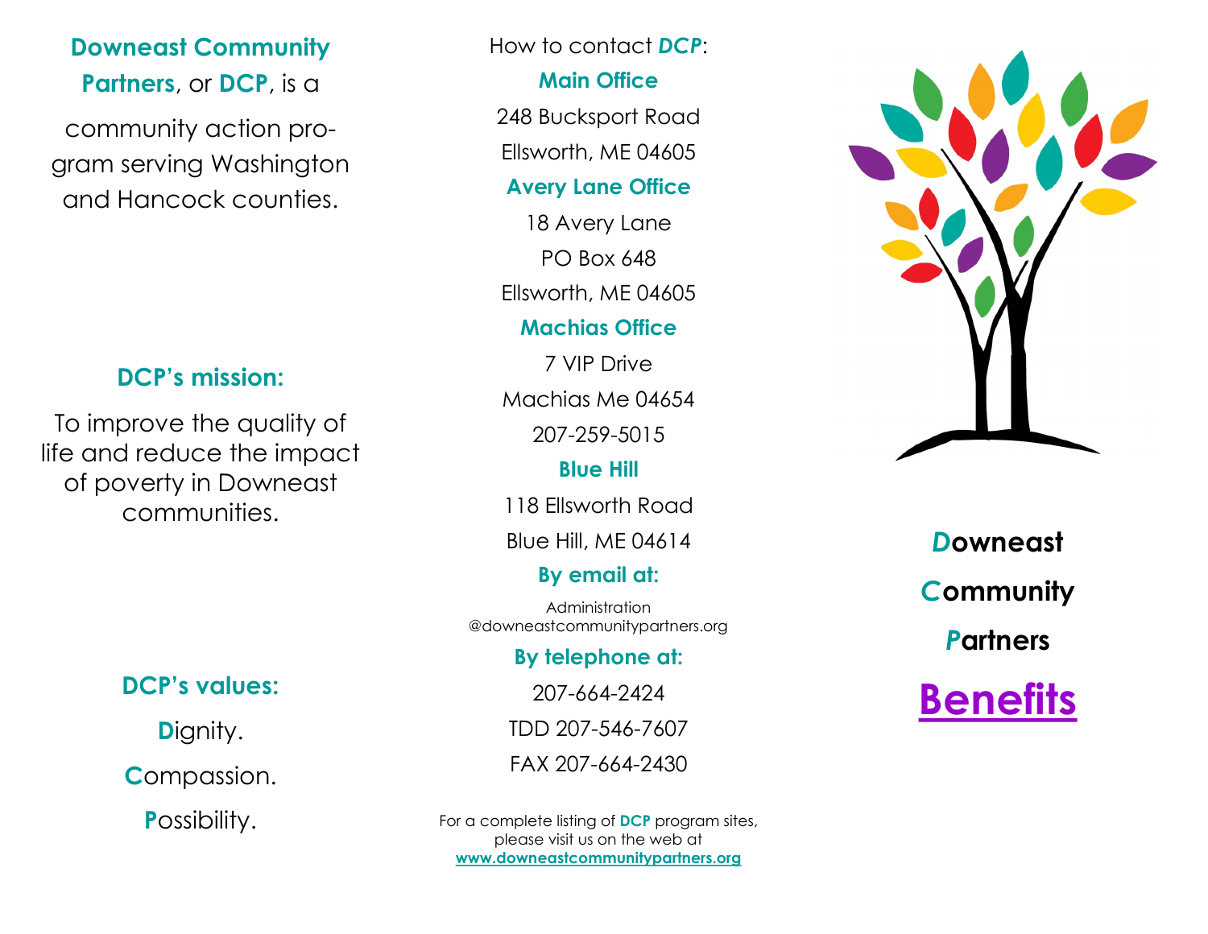**Downeast Community Partners**, or **DCP**, is a community action program serving Washington and Hancock counties.

## DCP's mission:

To improve the quality of life and reduce the impact of poverty in Downeast communities.

## DCP's values:

**D**ignity.

**C**ompassion.

**P**ossibility.

How to contact ***DCP***:

**Main Office**

248 Bucksport Road
Ellsworth, ME 04605

**Avery Lane Office**

18 Avery Lane
PO Box 648
Ellsworth, ME 04605

**Machias Office**

7 VIP Drive
Machias Me 04654
207-259-5015

**Blue Hill**

118 Ellsworth Road
Blue Hill, ME 04614

**By email at:**

Administration@downeastcommunitypartners.org

**By telephone at:**

207-664-2424
TDD 207-546-7607
FAX 207-664-2430

For a complete listing of **DCP** program sites, please visit us on the web at **www.downeastcommunitypartners.org**

# *D*owneast *C*ommunity *P*artners

# Benefits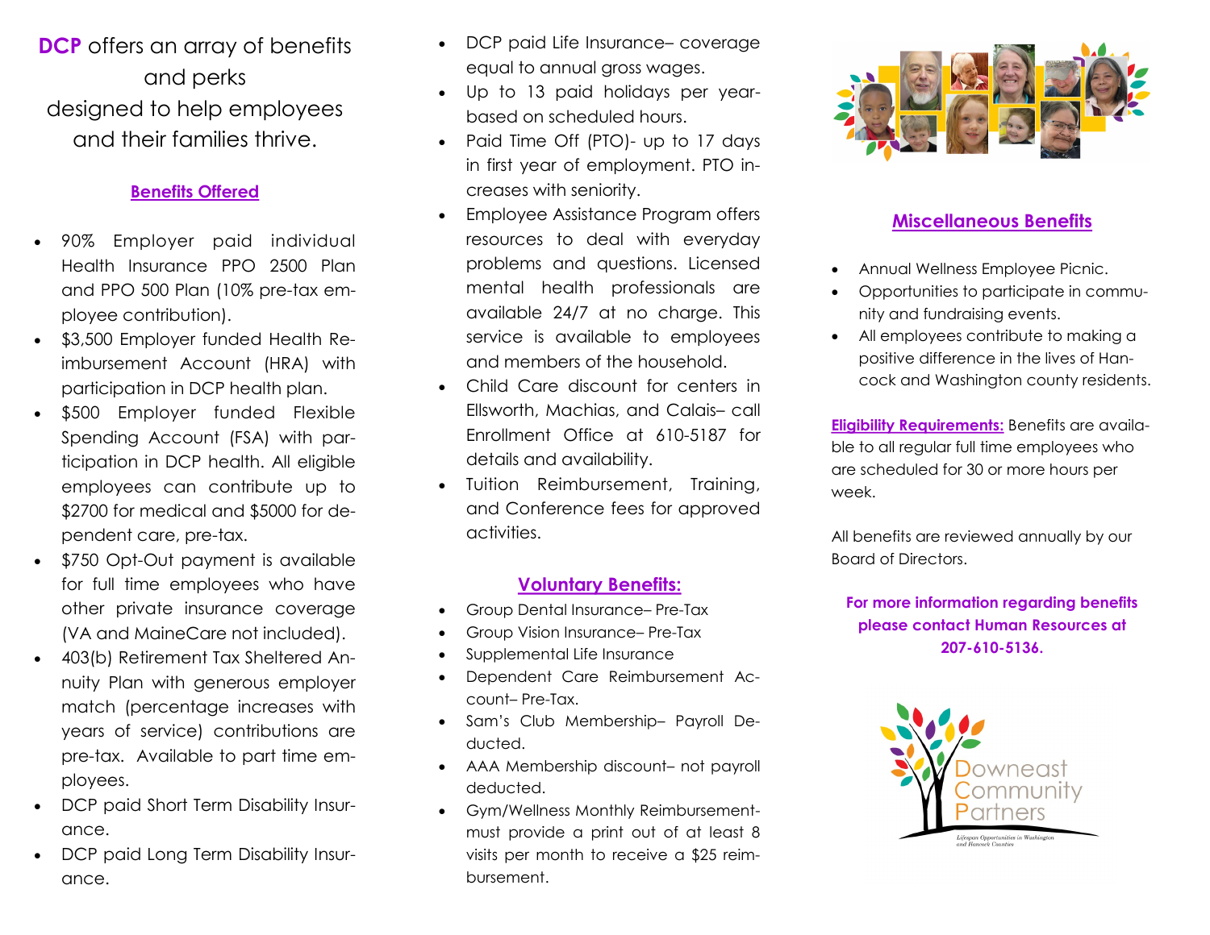**DCP** offers an array of benefits and perks designed to help employees and their families thrive.

## Benefits Offered

- 90% Employer paid individual Health Insurance PPO 2500 Plan and PPO 500 Plan (10% pre-tax employee contribution).
- $3,500 Employer funded Health Reimbursement Account (HRA) with participation in DCP health plan.
- $500 Employer funded Flexible Spending Account (FSA) with participation in DCP health. All eligible employees can contribute up to $2700 for medical and $5000 for dependent care, pre-tax.
- $750 Opt-Out payment is available for full time employees who have other private insurance coverage (VA and MaineCare not included).
- 403(b) Retirement Tax Sheltered Annuity Plan with generous employer match (percentage increases with years of service) contributions are pre-tax. Available to part time employees.
- DCP paid Short Term Disability Insurance.
- DCP paid Long Term Disability Insurance.
- DCP paid Life Insurance– coverage equal to annual gross wages.
- Up to 13 paid holidays per year- based on scheduled hours.
- Paid Time Off (PTO)- up to 17 days in first year of employment. PTO increases with seniority.
- Employee Assistance Program offers resources to deal with everyday problems and questions. Licensed mental health professionals are available 24/7 at no charge. This service is available to employees and members of the household.
- Child Care discount for centers in Ellsworth, Machias, and Calais– call Enrollment Office at 610-5187 for details and availability.
- Tuition Reimbursement, Training, and Conference fees for approved activities.

## Voluntary Benefits:

- Group Dental Insurance– Pre-Tax
- Group Vision Insurance– Pre-Tax
- Supplemental Life Insurance
- Dependent Care Reimbursement Account– Pre-Tax.
- Sam's Club Membership– Payroll Deducted.
- AAA Membership discount– not payroll deducted.
- Gym/Wellness Monthly Reimbursement- must provide a print out of at least 8 visits per month to receive a $25 reimbursement.

## Miscellaneous Benefits

- Annual Wellness Employee Picnic.
- Opportunities to participate in community and fundraising events.
- All employees contribute to making a positive difference in the lives of Hancock and Washington county residents.

**Eligibility Requirements:** Benefits are available to all regular full time employees who are scheduled for 30 or more hours per week.

All benefits are reviewed annually by our Board of Directors.

**For more information regarding benefits please contact Human Resources at 207-610-5136.**

Downeast Community Partners

*Lifespan Opportunities in Washington and Hancock Counties*